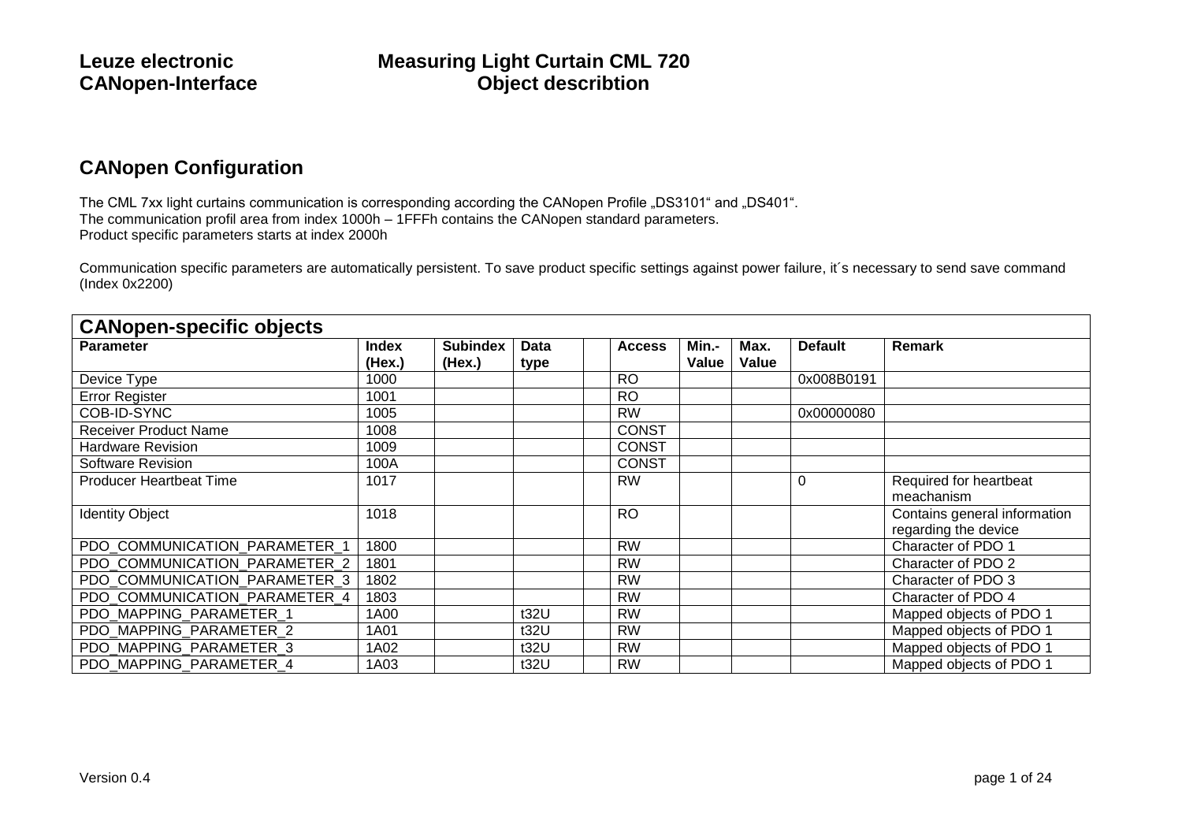# Leuze electronic — Measuring Light Curtain CML 720

# CANopen-Interface — Object describtion

## CANopen Configuration

The CML 7xx light curtains communication is corresponding according the CANopen Profile „DS3101“ and „DS401“.
The communication profil area from index 1000h – 1FFFh contains the CANopen standard parameters.
Product specific parameters starts at index 2000h

Communication specific parameters are automatically persistent. To save product specific settings against power failure, it´s necessary to send save command (Index 0x2200)

| **CANopen-specific objects** | | | | | | | | | |
|---|---|---|---|---|---|---|---|---|---|
| **Parameter** | **Index (Hex.)** | **Subindex (Hex.)** | **Data type** | | **Access** | **Min.-Value** | **Max. Value** | **Default** | **Remark** |
| Device Type | 1000 | | | | RO | | | 0x008B0191 | |
| Error Register | 1001 | | | | RO | | | | |
| COB-ID-SYNC | 1005 | | | | RW | | | 0x00000080 | |
| Receiver Product Name | 1008 | | | | CONST | | | | |
| Hardware Revision | 1009 | | | | CONST | | | | |
| Software Revision | 100A | | | | CONST | | | | |
| Producer Heartbeat Time | 1017 | | | | RW | | | 0 | Required for heartbeat meachanism |
| Identity Object | 1018 | | | | RO | | | | Contains general information regarding the device |
| PDO_COMMUNICATION_PARAMETER_1 | 1800 | | | | RW | | | | Character of PDO 1 |
| PDO_COMMUNICATION_PARAMETER_2 | 1801 | | | | RW | | | | Character of PDO 2 |
| PDO_COMMUNICATION_PARAMETER_3 | 1802 | | | | RW | | | | Character of PDO 3 |
| PDO_COMMUNICATION_PARAMETER_4 | 1803 | | | | RW | | | | Character of PDO 4 |
| PDO_MAPPING_PARAMETER_1 | 1A00 | | t32U | | RW | | | | Mapped objects of PDO 1 |
| PDO_MAPPING_PARAMETER_2 | 1A01 | | t32U | | RW | | | | Mapped objects of PDO 1 |
| PDO_MAPPING_PARAMETER_3 | 1A02 | | t32U | | RW | | | | Mapped objects of PDO 1 |
| PDO_MAPPING_PARAMETER_4 | 1A03 | | t32U | | RW | | | | Mapped objects of PDO 1 |

Version 0.4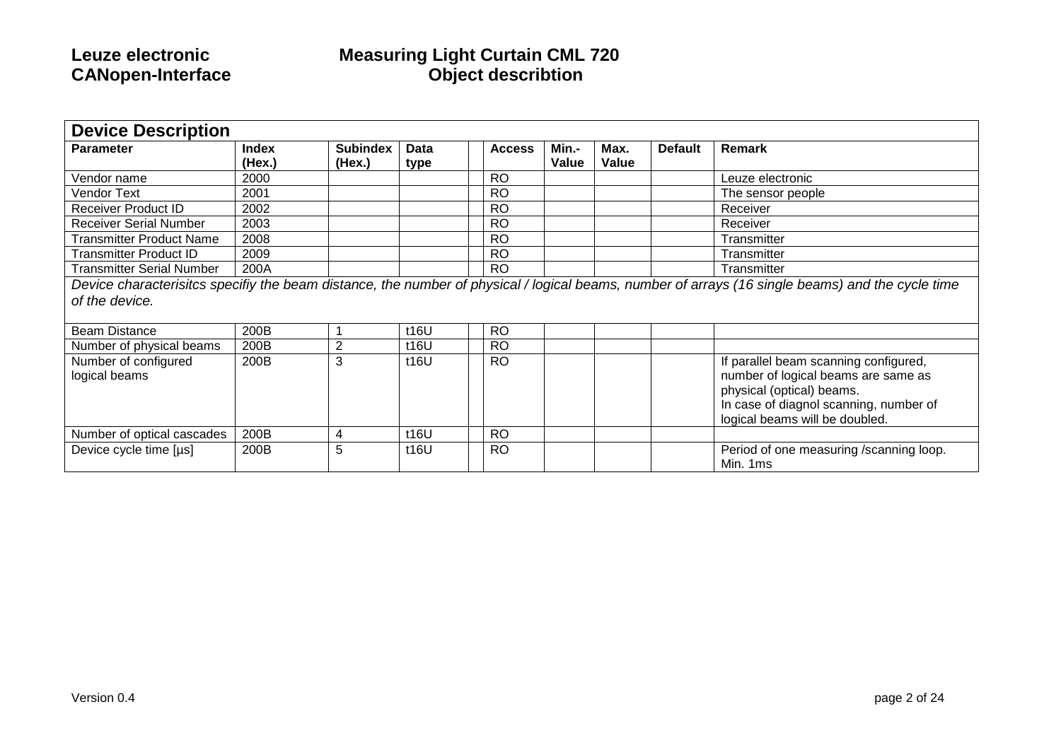| Device Description | | | | | | | | | |
|---|---|---|---|---|---|---|---|---|---|
| **Parameter** | **Index (Hex.)** | **Subindex (Hex.)** | **Data type** | | **Access** | **Min.-Value** | **Max. Value** | **Default** | **Remark** |
| Vendor name | 2000 | | | | RO | | | | Leuze electronic |
| Vendor Text | 2001 | | | | RO | | | | The sensor people |
| Receiver Product ID | 2002 | | | | RO | | | | Receiver |
| Receiver Serial Number | 2003 | | | | RO | | | | Receiver |
| Transmitter Product Name | 2008 | | | | RO | | | | Transmitter |
| Transmitter Product ID | 2009 | | | | RO | | | | Transmitter |
| Transmitter Serial Number | 200A | | | | RO | | | | Transmitter |
| *Device characterisitcs specifiy the beam distance, the number of physical / logical beams, number of arrays (16 single beams) and the cycle time of the device.* | | | | | | | | | |
| Beam Distance | 200B | 1 | t16U | | RO | | | | |
| Number of physical beams | 200B | 2 | t16U | | RO | | | | |
| Number of configured logical beams | 200B | 3 | t16U | | RO | | | | If parallel beam scanning configured, number of logical beams are same as physical (optical) beams. In case of diagnol scanning, number of logical beams will be doubled. |
| Number of optical cascades | 200B | 4 | t16U | | RO | | | | |
| Device cycle time [µs] | 200B | 5 | t16U | | RO | | | | Period of one measuring /scanning loop. Min. 1ms |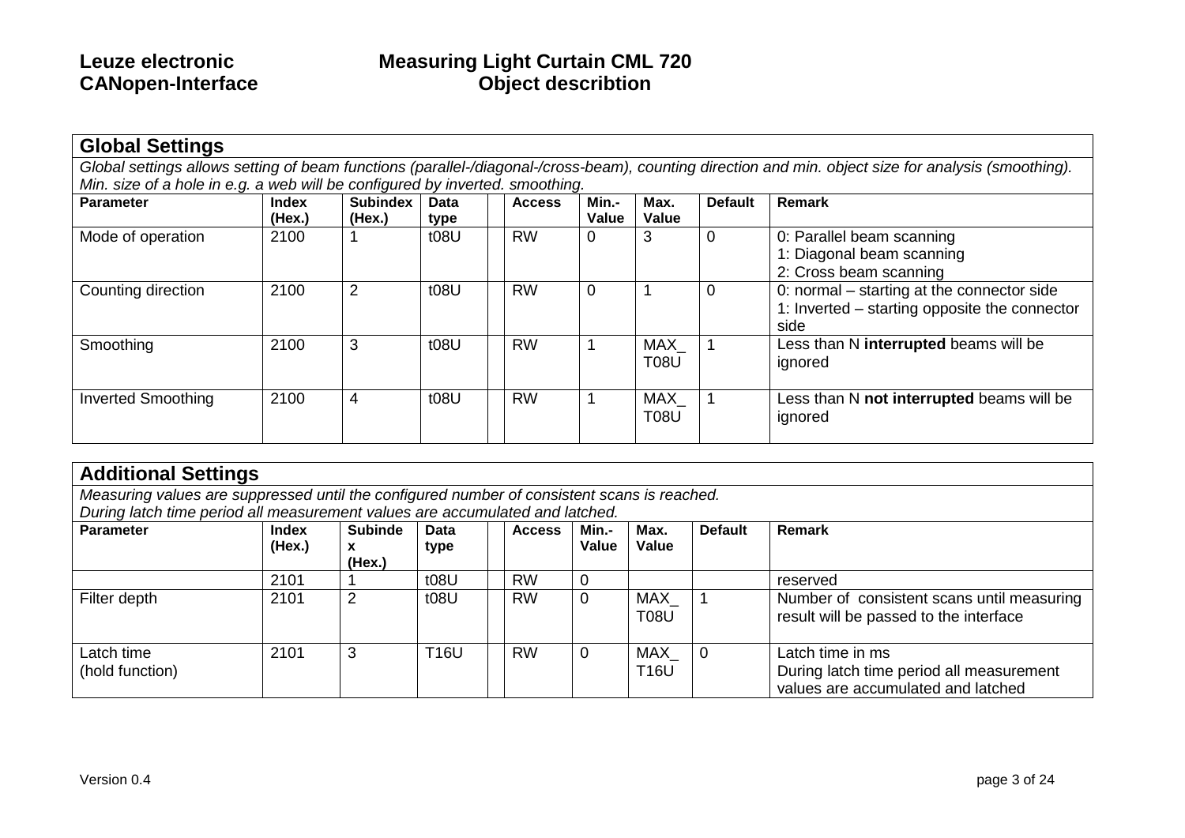## Global Settings

*Global settings allows setting of beam functions (parallel-/diagonal-/cross-beam), counting direction and min. object size for analysis (smoothing). Min. size of a hole in e.g. a web will be configured by inverted. smoothing.*

| Parameter | Index (Hex.) | Subindex (Hex.) | Data type | | Access | Min.-Value | Max. Value | Default | Remark |
|---|---|---|---|---|---|---|---|---|---|
| Mode of operation | 2100 | 1 | t08U | | RW | 0 | 3 | 0 | 0: Parallel beam scanning<br>1: Diagonal beam scanning<br>2: Cross beam scanning |
| Counting direction | 2100 | 2 | t08U | | RW | 0 | 1 | 0 | 0: normal – starting at the connector side<br>1: Inverted – starting opposite the connector side |
| Smoothing | 2100 | 3 | t08U | | RW | 1 | MAX_T08U | 1 | Less than N **interrupted** beams will be ignored |
| Inverted Smoothing | 2100 | 4 | t08U | | RW | 1 | MAX_T08U | 1 | Less than N **not interrupted** beams will be ignored |

## Additional Settings

*Measuring values are suppressed until the configured number of consistent scans is reached.*
*During latch time period all measurement values are accumulated and latched.*

| Parameter | Index (Hex.) | Subindex (Hex.) | Data type | | Access | Min.-Value | Max. Value | Default | Remark |
|---|---|---|---|---|---|---|---|---|---|
| | 2101 | 1 | t08U | | RW | 0 | | | reserved |
| Filter depth | 2101 | 2 | t08U | | RW | 0 | MAX_T08U | 1 | Number of consistent scans until measuring result will be passed to the interface |
| Latch time (hold function) | 2101 | 3 | T16U | | RW | 0 | MAX_T16U | 0 | Latch time in ms<br>During latch time period all measurement values are accumulated and latched |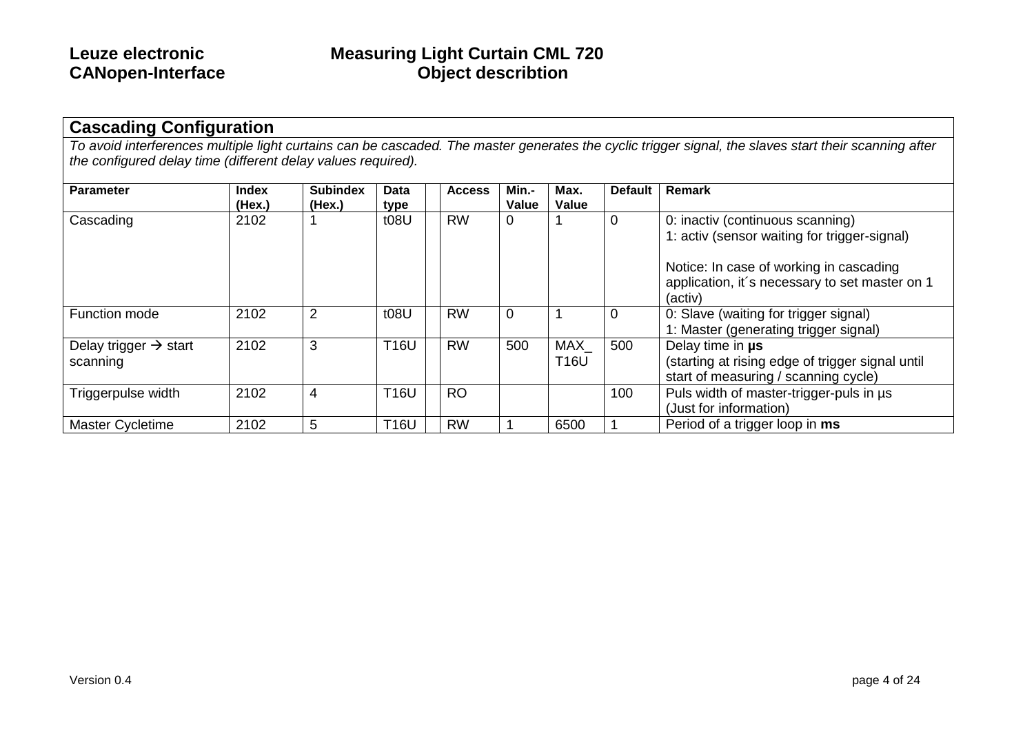## Cascading Configuration

*To avoid interferences multiple light curtains can be cascaded. The master generates the cyclic trigger signal, the slaves start their scanning after the configured delay time (different delay values required).*

| Parameter | Index (Hex.) | Subindex (Hex.) | Data type | | Access | Min.-Value | Max. Value | Default | Remark |
|---|---|---|---|---|---|---|---|---|---|
| Cascading | 2102 | 1 | t08U | | RW | 0 | 1 | 0 | 0: inactiv (continuous scanning)<br>1: activ (sensor waiting for trigger-signal)<br><br>Notice: In case of working in cascading application, it´s necessary to set master on 1 (activ) |
| Function mode | 2102 | 2 | t08U | | RW | 0 | 1 | 0 | 0: Slave (waiting for trigger signal)<br>1: Master (generating trigger signal) |
| Delay trigger → start scanning | 2102 | 3 | T16U | | RW | 500 | MAX_ T16U | 500 | Delay time in **µs**<br>(starting at rising edge of trigger signal until start of measuring / scanning cycle) |
| Triggerpulse width | 2102 | 4 | T16U | | RO | | | 100 | Puls width of master-trigger-puls in µs<br>(Just for information) |
| Master Cycletime | 2102 | 5 | T16U | | RW | 1 | 6500 | 1 | Period of a trigger loop in **ms** |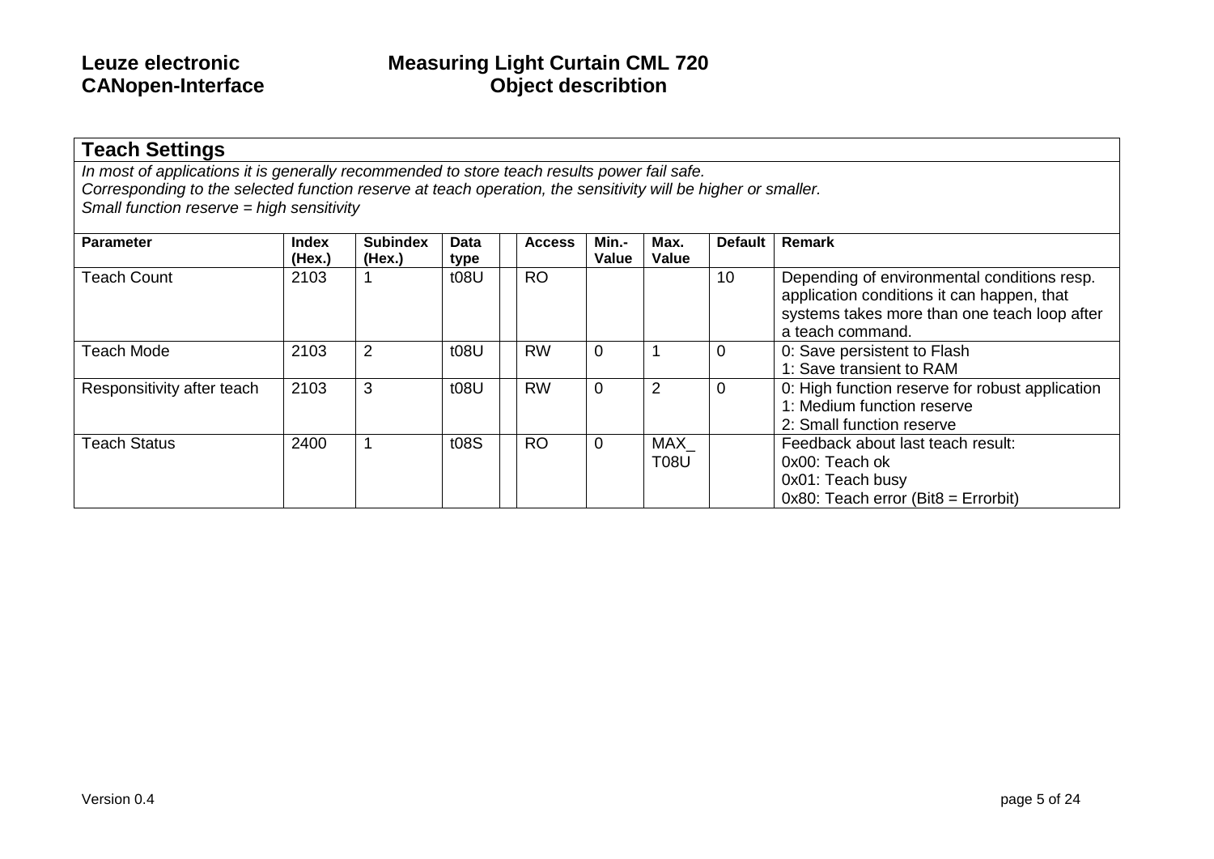## Teach Settings

*In most of applications it is generally recommended to store teach results power fail safe.*
*Corresponding to the selected function reserve at teach operation, the sensitivity will be higher or smaller.*
*Small function reserve = high sensitivity*

| Parameter | Index (Hex.) | Subindex (Hex.) | Data type | | Access | Min.-Value | Max. Value | Default | Remark |
|---|---|---|---|---|---|---|---|---|---|
| Teach Count | 2103 | 1 | t08U | | RO | | | 10 | Depending of environmental conditions resp. application conditions it can happen, that systems takes more than one teach loop after a teach command. |
| Teach Mode | 2103 | 2 | t08U | | RW | 0 | 1 | 0 | 0: Save persistent to Flash<br>1: Save transient to RAM |
| Responsitivity after teach | 2103 | 3 | t08U | | RW | 0 | 2 | 0 | 0: High function reserve for robust application<br>1: Medium function reserve<br>2: Small function reserve |
| Teach Status | 2400 | 1 | t08S | | RO | 0 | MAX_T08U | | Feedback about last teach result:<br>0x00: Teach ok<br>0x01: Teach busy<br>0x80: Teach error (Bit8 = Errorbit) |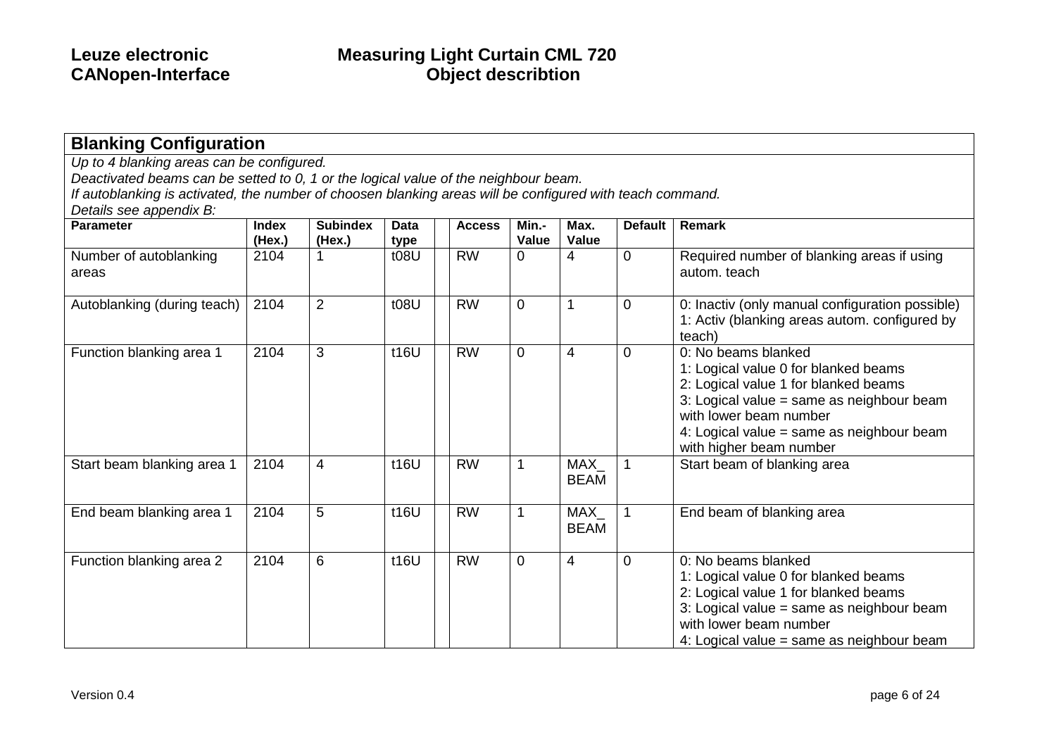## Blanking Configuration

*Up to 4 blanking areas can be configured.*
*Deactivated beams can be setted to 0, 1 or the logical value of the neighbour beam.*
*If autoblanking is activated, the number of choosen blanking areas will be configured with teach command.*
*Details see appendix B:*

| Parameter | Index (Hex.) | Subindex (Hex.) | Data type | | Access | Min.- Value | Max. Value | Default | Remark |
|---|---|---|---|---|---|---|---|---|---|
| Number of autoblanking areas | 2104 | 1 | t08U | | RW | 0 | 4 | 0 | Required number of blanking areas if using autom. teach |
| Autoblanking (during teach) | 2104 | 2 | t08U | | RW | 0 | 1 | 0 | 0: Inactiv (only manual configuration possible)<br>1: Activ (blanking areas autom. configured by teach) |
| Function blanking area 1 | 2104 | 3 | t16U | | RW | 0 | 4 | 0 | 0: No beams blanked<br>1: Logical value 0 for blanked beams<br>2: Logical value 1 for blanked beams<br>3: Logical value = same as neighbour beam with lower beam number<br>4: Logical value = same as neighbour beam with higher beam number |
| Start beam blanking area 1 | 2104 | 4 | t16U | | RW | 1 | MAX_ BEAM | 1 | Start beam of blanking area |
| End beam blanking area 1 | 2104 | 5 | t16U | | RW | 1 | MAX_ BEAM | 1 | End beam of blanking area |
| Function blanking area 2 | 2104 | 6 | t16U | | RW | 0 | 4 | 0 | 0: No beams blanked<br>1: Logical value 0 for blanked beams<br>2: Logical value 1 for blanked beams<br>3: Logical value = same as neighbour beam with lower beam number<br>4: Logical value = same as neighbour beam |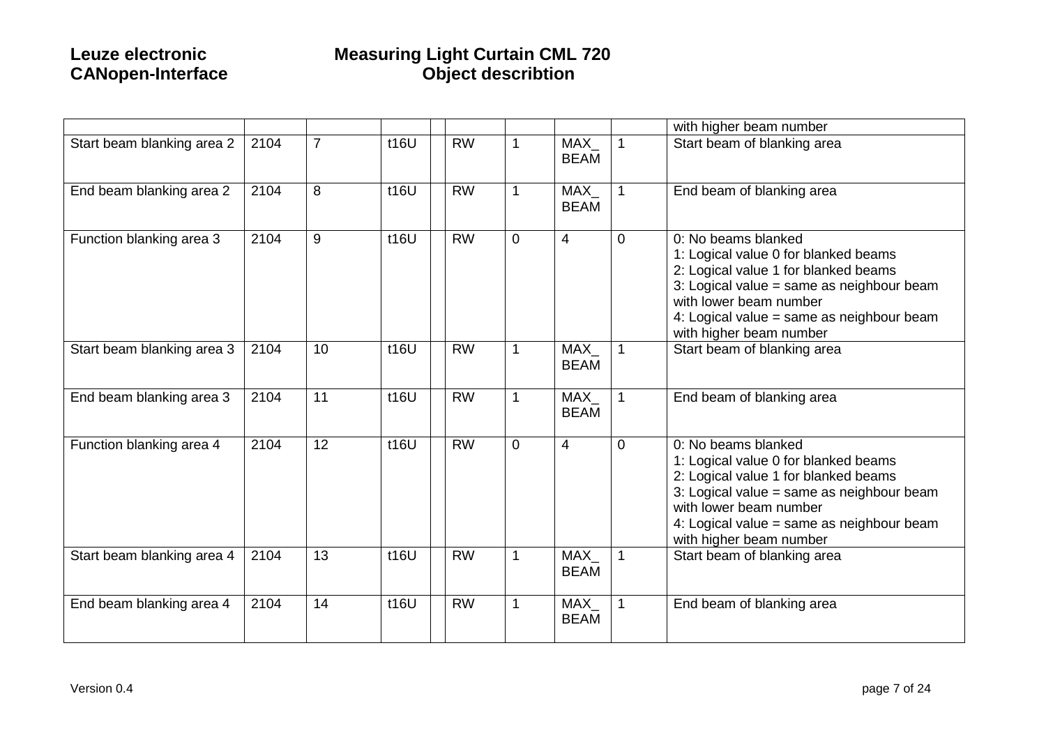| | | | | | | | | | |
|---|---|---|---|---|---|---|---|---|---|
| | | | | | | | | | with higher beam number |
| Start beam blanking area 2 | 2104 | 7 | t16U | | RW | 1 | MAX_ BEAM | 1 | Start beam of blanking area |
| End beam blanking area 2 | 2104 | 8 | t16U | | RW | 1 | MAX_ BEAM | 1 | End beam of blanking area |
| Function blanking area 3 | 2104 | 9 | t16U | | RW | 0 | 4 | 0 | 0: No beams blanked<br>1: Logical value 0 for blanked beams<br>2: Logical value 1 for blanked beams<br>3: Logical value = same as neighbour beam with lower beam number<br>4: Logical value = same as neighbour beam with higher beam number |
| Start beam blanking area 3 | 2104 | 10 | t16U | | RW | 1 | MAX_ BEAM | 1 | Start beam of blanking area |
| End beam blanking area 3 | 2104 | 11 | t16U | | RW | 1 | MAX_ BEAM | 1 | End beam of blanking area |
| Function blanking area 4 | 2104 | 12 | t16U | | RW | 0 | 4 | 0 | 0: No beams blanked<br>1: Logical value 0 for blanked beams<br>2: Logical value 1 for blanked beams<br>3: Logical value = same as neighbour beam with lower beam number<br>4: Logical value = same as neighbour beam with higher beam number |
| Start beam blanking area 4 | 2104 | 13 | t16U | | RW | 1 | MAX_ BEAM | 1 | Start beam of blanking area |
| End beam blanking area 4 | 2104 | 14 | t16U | | RW | 1 | MAX_ BEAM | 1 | End beam of blanking area |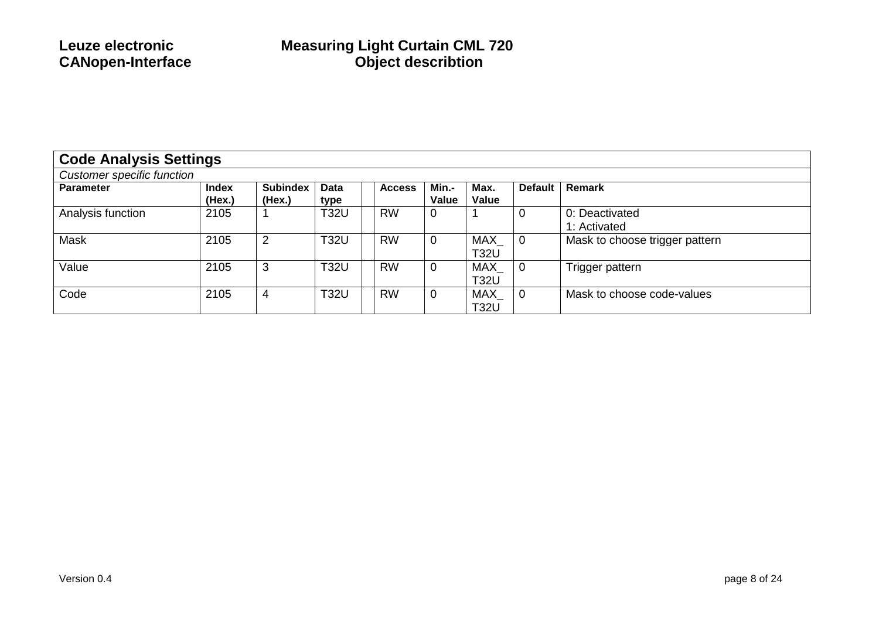## Code Analysis Settings

*Customer specific function*

| Parameter | Index (Hex.) | Subindex (Hex.) | Data type | | Access | Min.-Value | Max. Value | Default | Remark |
|---|---|---|---|---|---|---|---|---|---|
| Analysis function | 2105 | 1 | T32U | | RW | 0 | 1 | 0 | 0: Deactivated<br>1: Activated |
| Mask | 2105 | 2 | T32U | | RW | 0 | MAX_T32U | 0 | Mask to choose trigger pattern |
| Value | 2105 | 3 | T32U | | RW | 0 | MAX_T32U | 0 | Trigger pattern |
| Code | 2105 | 4 | T32U | | RW | 0 | MAX_T32U | 0 | Mask to choose code-values |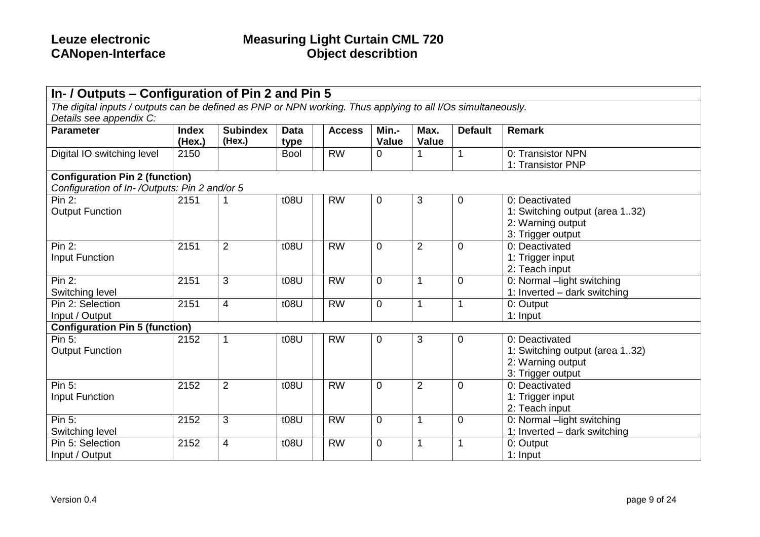## In- / Outputs – Configuration of Pin 2 and Pin 5

*The digital inputs / outputs can be defined as PNP or NPN working. Thus applying to all I/Os simultaneously.*
*Details see appendix C:*

| Parameter | Index (Hex.) | Subindex (Hex.) | Data type | | Access | Min.-Value | Max. Value | Default | Remark |
|---|---|---|---|---|---|---|---|---|---|
| Digital IO switching level | 2150 | | Bool | | RW | 0 | 1 | 1 | 0: Transistor NPN<br>1: Transistor PNP |
| **Configuration Pin 2 (function)**<br>*Configuration of In- /Outputs: Pin 2 and/or 5* | | | | | | | | | |
| Pin 2:<br>Output Function | 2151 | 1 | t08U | | RW | 0 | 3 | 0 | 0: Deactivated<br>1: Switching output (area 1..32)<br>2: Warning output<br>3: Trigger output |
| Pin 2:<br>Input Function | 2151 | 2 | t08U | | RW | 0 | 2 | 0 | 0: Deactivated<br>1: Trigger input<br>2: Teach input |
| Pin 2:<br>Switching level | 2151 | 3 | t08U | | RW | 0 | 1 | 0 | 0: Normal –light switching<br>1: Inverted – dark switching |
| Pin 2: Selection<br>Input / Output | 2151 | 4 | t08U | | RW | 0 | 1 | 1 | 0: Output<br>1: Input |
| **Configuration Pin 5 (function)** | | | | | | | | | |
| Pin 5:<br>Output Function | 2152 | 1 | t08U | | RW | 0 | 3 | 0 | 0: Deactivated<br>1: Switching output (area 1..32)<br>2: Warning output<br>3: Trigger output |
| Pin 5:<br>Input Function | 2152 | 2 | t08U | | RW | 0 | 2 | 0 | 0: Deactivated<br>1: Trigger input<br>2: Teach input |
| Pin 5:<br>Switching level | 2152 | 3 | t08U | | RW | 0 | 1 | 0 | 0: Normal –light switching<br>1: Inverted – dark switching |
| Pin 5: Selection<br>Input / Output | 2152 | 4 | t08U | | RW | 0 | 1 | 1 | 0: Output<br>1: Input |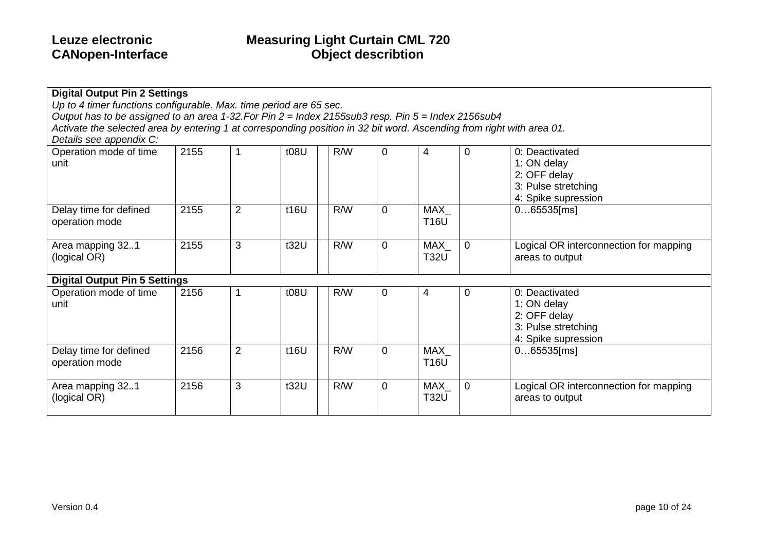| **Digital Output Pin 2 Settings**<br>*Up to 4 timer functions configurable. Max. time period are 65 sec.*<br>*Output has to be assigned to an area 1-32.For Pin 2 = Index 2155sub3 resp. Pin 5 = Index 2156sub4*<br>*Activate the selected area by entering 1 at corresponding position in 32 bit word. Ascending from right with area 01.*<br>*Details see appendix C:* | | | | | | | | | |
|---|---|---|---|---|---|---|---|---|---|
| Operation mode of time unit | 2155 | 1 | t08U | | R/W | 0 | 4 | 0 | 0: Deactivated<br>1: ON delay<br>2: OFF delay<br>3: Pulse stretching<br>4: Spike supression |
| Delay time for defined operation mode | 2155 | 2 | t16U | | R/W | 0 | MAX_ T16U | | 0…65535[ms] |
| Area mapping 32..1 (logical OR) | 2155 | 3 | t32U | | R/W | 0 | MAX_ T32U | 0 | Logical OR interconnection for mapping areas to output |
| **Digital Output Pin 5 Settings** | | | | | | | | | |
| Operation mode of time unit | 2156 | 1 | t08U | | R/W | 0 | 4 | 0 | 0: Deactivated<br>1: ON delay<br>2: OFF delay<br>3: Pulse stretching<br>4: Spike supression |
| Delay time for defined operation mode | 2156 | 2 | t16U | | R/W | 0 | MAX_ T16U | | 0…65535[ms] |
| Area mapping 32..1 (logical OR) | 2156 | 3 | t32U | | R/W | 0 | MAX_ T32U | 0 | Logical OR interconnection for mapping areas to output |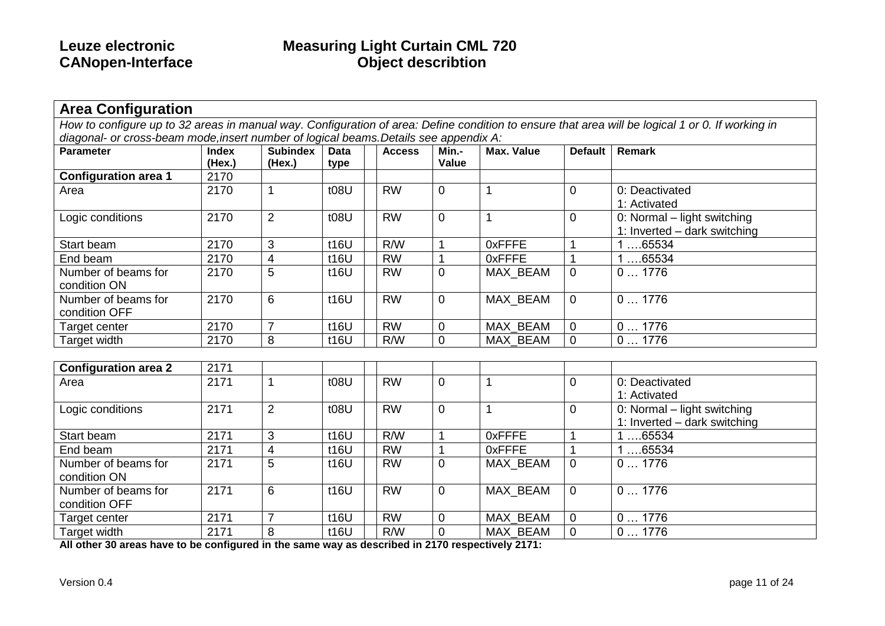## Area Configuration

*How to configure up to 32 areas in manual way. Configuration of area: Define condition to ensure that area will be logical 1 or 0. If working in diagonal- or cross-beam mode,insert number of logical beams.Details see appendix A:*

| Parameter | Index (Hex.) | Subindex (Hex.) | Data type | | Access | Min.- Value | Max. Value | Default | Remark |
|---|---|---|---|---|---|---|---|---|---|
| **Configuration area 1** | 2170 | | | | | | | | |
| Area | 2170 | 1 | t08U | | RW | 0 | 1 | 0 | 0: Deactivated<br>1: Activated |
| Logic conditions | 2170 | 2 | t08U | | RW | 0 | 1 | 0 | 0: Normal – light switching<br>1: Inverted – dark switching |
| Start beam | 2170 | 3 | t16U | | R/W | 1 | 0xFFFE | 1 | 1 ….65534 |
| End beam | 2170 | 4 | t16U | | RW | 1 | 0xFFFE | 1 | 1 ….65534 |
| Number of beams for condition ON | 2170 | 5 | t16U | | RW | 0 | MAX_BEAM | 0 | 0 … 1776 |
| Number of beams for condition OFF | 2170 | 6 | t16U | | RW | 0 | MAX_BEAM | 0 | 0 … 1776 |
| Target center | 2170 | 7 | t16U | | RW | 0 | MAX_BEAM | 0 | 0 … 1776 |
| Target width | 2170 | 8 | t16U | | R/W | 0 | MAX_BEAM | 0 | 0 … 1776 |

| **Configuration area 2** | 2171 | | | | | | | | |
|---|---|---|---|---|---|---|---|---|---|
| Area | 2171 | 1 | t08U | | RW | 0 | 1 | 0 | 0: Deactivated<br>1: Activated |
| Logic conditions | 2171 | 2 | t08U | | RW | 0 | 1 | 0 | 0: Normal – light switching<br>1: Inverted – dark switching |
| Start beam | 2171 | 3 | t16U | | R/W | 1 | 0xFFFE | 1 | 1 ….65534 |
| End beam | 2171 | 4 | t16U | | RW | 1 | 0xFFFE | 1 | 1 ….65534 |
| Number of beams for condition ON | 2171 | 5 | t16U | | RW | 0 | MAX_BEAM | 0 | 0 … 1776 |
| Number of beams for condition OFF | 2171 | 6 | t16U | | RW | 0 | MAX_BEAM | 0 | 0 … 1776 |
| Target center | 2171 | 7 | t16U | | RW | 0 | MAX_BEAM | 0 | 0 … 1776 |
| Target width | 2171 | 8 | t16U | | R/W | 0 | MAX_BEAM | 0 | 0 … 1776 |

**All other 30 areas have to be configured in the same way as described in 2170 respectively 2171:**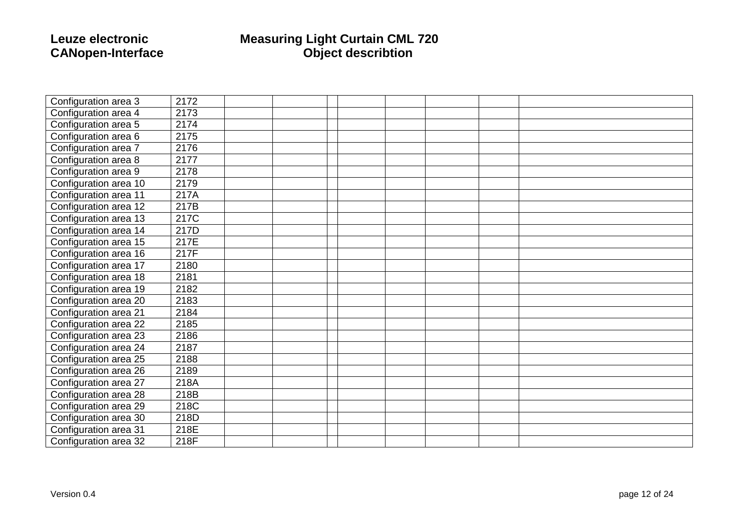| Configuration area 3 | 2172 | | | | | | | | |
|---|---|---|---|---|---|---|---|---|---|
| Configuration area 4 | 2173 | | | | | | | | |
| Configuration area 5 | 2174 | | | | | | | | |
| Configuration area 6 | 2175 | | | | | | | | |
| Configuration area 7 | 2176 | | | | | | | | |
| Configuration area 8 | 2177 | | | | | | | | |
| Configuration area 9 | 2178 | | | | | | | | |
| Configuration area 10 | 2179 | | | | | | | | |
| Configuration area 11 | 217A | | | | | | | | |
| Configuration area 12 | 217B | | | | | | | | |
| Configuration area 13 | 217C | | | | | | | | |
| Configuration area 14 | 217D | | | | | | | | |
| Configuration area 15 | 217E | | | | | | | | |
| Configuration area 16 | 217F | | | | | | | | |
| Configuration area 17 | 2180 | | | | | | | | |
| Configuration area 18 | 2181 | | | | | | | | |
| Configuration area 19 | 2182 | | | | | | | | |
| Configuration area 20 | 2183 | | | | | | | | |
| Configuration area 21 | 2184 | | | | | | | | |
| Configuration area 22 | 2185 | | | | | | | | |
| Configuration area 23 | 2186 | | | | | | | | |
| Configuration area 24 | 2187 | | | | | | | | |
| Configuration area 25 | 2188 | | | | | | | | |
| Configuration area 26 | 2189 | | | | | | | | |
| Configuration area 27 | 218A | | | | | | | | |
| Configuration area 28 | 218B | | | | | | | | |
| Configuration area 29 | 218C | | | | | | | | |
| Configuration area 30 | 218D | | | | | | | | |
| Configuration area 31 | 218E | | | | | | | | |
| Configuration area 32 | 218F | | | | | | | | |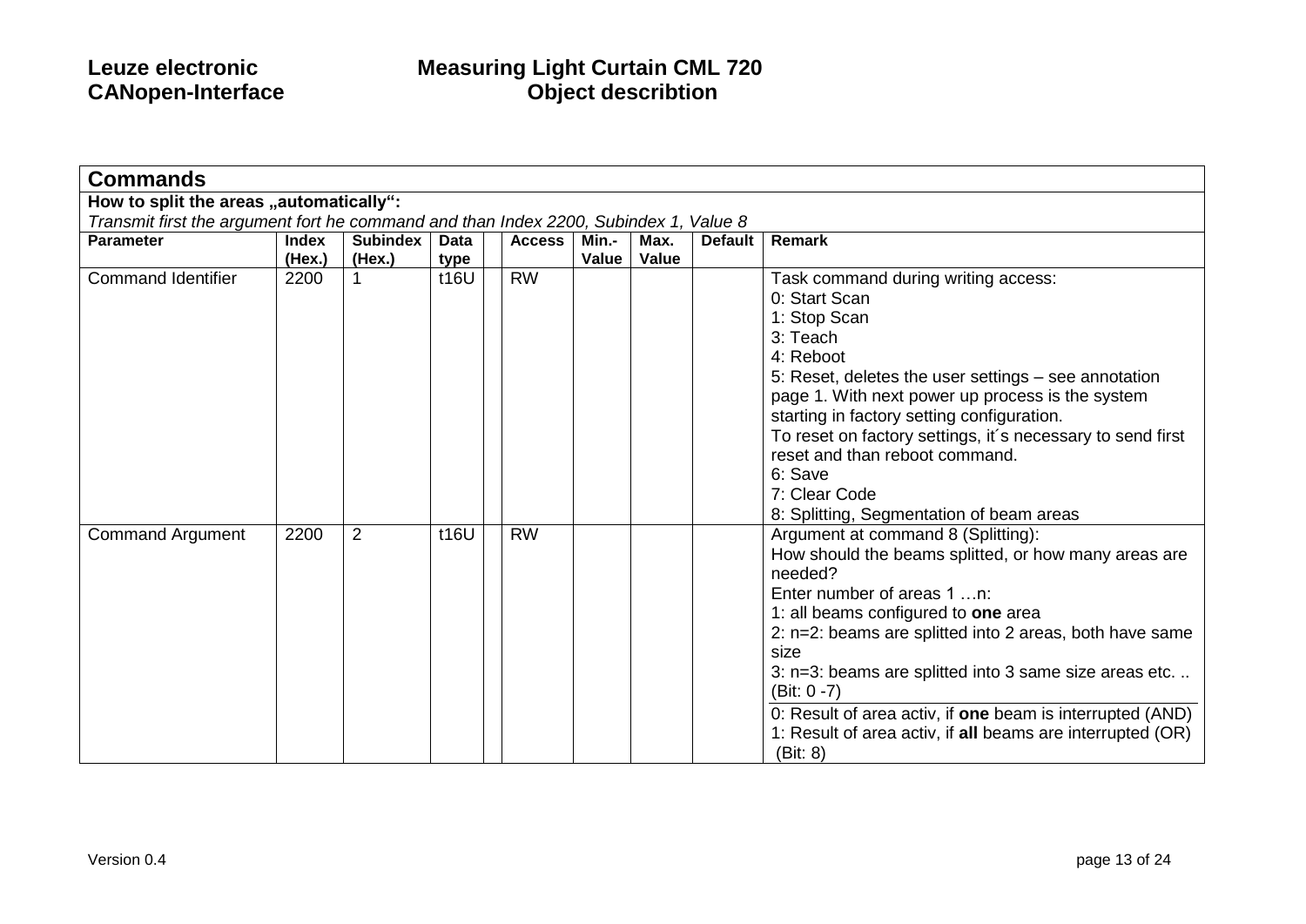## Commands

**How to split the areas „automatically“:**

*Transmit first the argument fort he command and than Index 2200, Subindex 1, Value 8*

| Parameter | Index (Hex.) | Subindex (Hex.) | Data type | | Access | Min.-Value | Max. Value | Default | Remark |
|---|---|---|---|---|---|---|---|---|---|
| Command Identifier | 2200 | 1 | t16U | | RW | | | | Task command during writing access:<br>0: Start Scan<br>1: Stop Scan<br>3: Teach<br>4: Reboot<br>5: Reset, deletes the user settings – see annotation page 1. With next power up process is the system starting in factory setting configuration.<br>To reset on factory settings, it´s necessary to send first reset and than reboot command.<br>6: Save<br>7: Clear Code<br>8: Splitting, Segmentation of beam areas |
| Command Argument | 2200 | 2 | t16U | | RW | | | | Argument at command 8 (Splitting):<br>How should the beams splitted, or how many areas are needed?<br>Enter number of areas 1 …n:<br>1: all beams configured to **one** area<br>2: n=2: beams are splitted into 2 areas, both have same size<br>3: n=3: beams are splitted into 3 same size areas etc. ..<br>(Bit: 0 -7)<br>0: Result of area activ, if **one** beam is interrupted (AND)<br>1: Result of area activ, if **all** beams are interrupted (OR)<br>(Bit: 8) |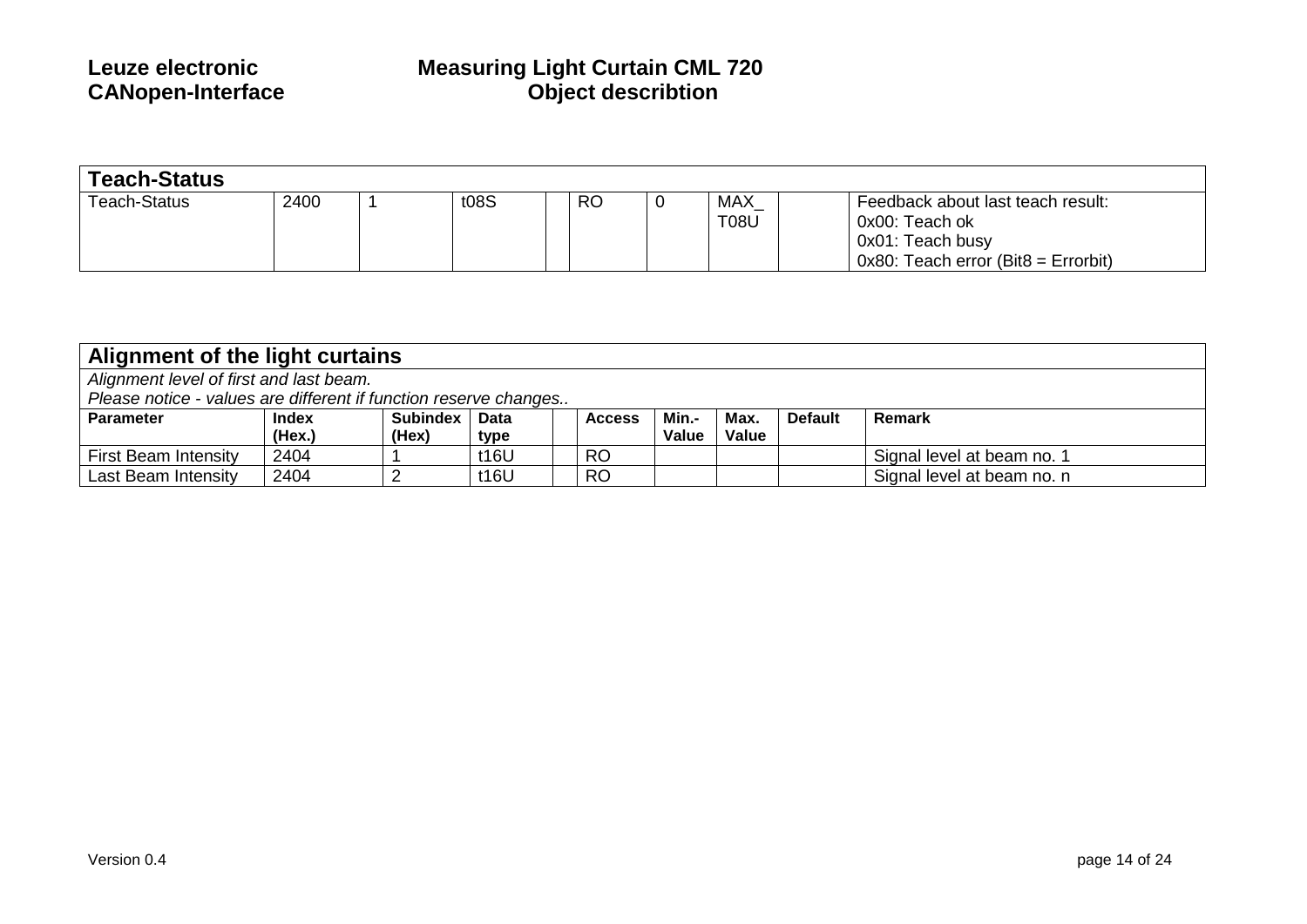| **Teach-Status** | | | | | | | | | |
|---|---|---|---|---|---|---|---|---|---|
| Teach-Status | 2400 | 1 | t08S | | RO | 0 | MAX_T08U | | Feedback about last teach result:<br>0x00: Teach ok<br>0x01: Teach busy<br>0x80: Teach error (Bit8 = Errorbit) |

| **Alignment of the light curtains** | | | | | | | | | |
|---|---|---|---|---|---|---|---|---|---|
| *Alignment level of first and last beam.<br>Please notice - values are different if function reserve changes..* | | | | | | | | | |
| **Parameter** | **Index (Hex.)** | **Subindex (Hex)** | **Data type** | | **Access** | **Min.-Value** | **Max. Value** | **Default** | **Remark** |
| First Beam Intensity | 2404 | 1 | t16U | | RO | | | | Signal level at beam no. 1 |
| Last Beam Intensity | 2404 | 2 | t16U | | RO | | | | Signal level at beam no. n |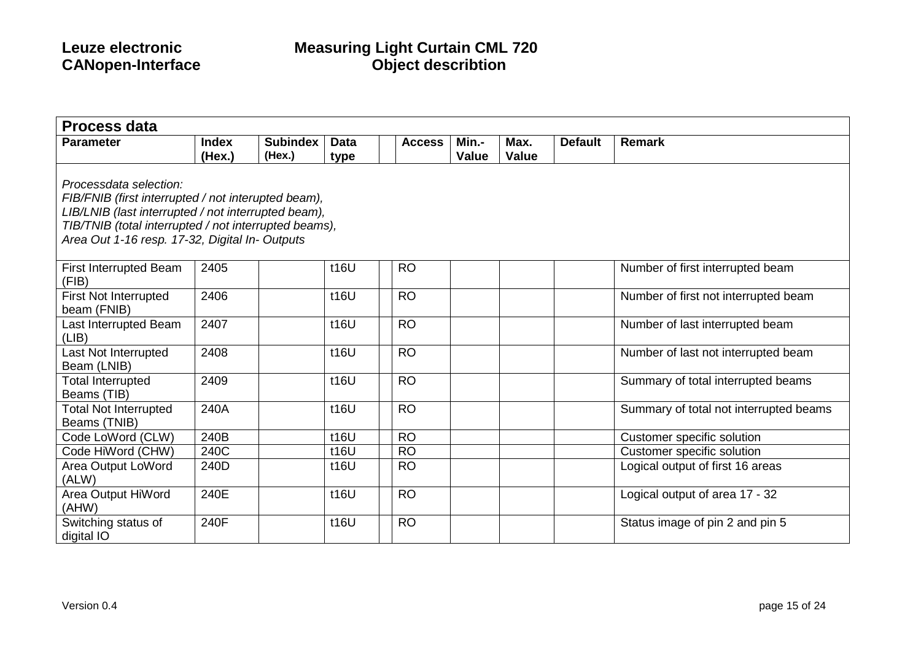## Process data

| Parameter | Index (Hex.) | Subindex (Hex.) | Data type | | Access | Min.-Value | Max. Value | Default | Remark |
|---|---|---|---|---|---|---|---|---|---|
| *Processdata selection: FIB/FNIB (first interrupted / not interupted beam), LIB/LNIB (last interrupted / not interrupted beam), TIB/TNIB (total interrupted / not interrupted beams), Area Out 1-16 resp. 17-32, Digital In- Outputs* | | | | | | | | | |
| First Interrupted Beam (FIB) | 2405 | | t16U | | RO | | | | Number of first interrupted beam |
| First Not Interrupted beam (FNIB) | 2406 | | t16U | | RO | | | | Number of first not interrupted beam |
| Last Interrupted Beam (LIB) | 2407 | | t16U | | RO | | | | Number of last interrupted beam |
| Last Not Interrupted Beam (LNIB) | 2408 | | t16U | | RO | | | | Number of last not interrupted beam |
| Total Interrupted Beams (TIB) | 2409 | | t16U | | RO | | | | Summary of total interrupted beams |
| Total Not Interrupted Beams (TNIB) | 240A | | t16U | | RO | | | | Summary of total not interrupted beams |
| Code LoWord (CLW) | 240B | | t16U | | RO | | | | Customer specific solution |
| Code HiWord (CHW) | 240C | | t16U | | RO | | | | Customer specific solution |
| Area Output LoWord (ALW) | 240D | | t16U | | RO | | | | Logical output of first 16 areas |
| Area Output HiWord (AHW) | 240E | | t16U | | RO | | | | Logical output of area 17 - 32 |
| Switching status of digital IO | 240F | | t16U | | RO | | | | Status image of pin 2 and pin 5 |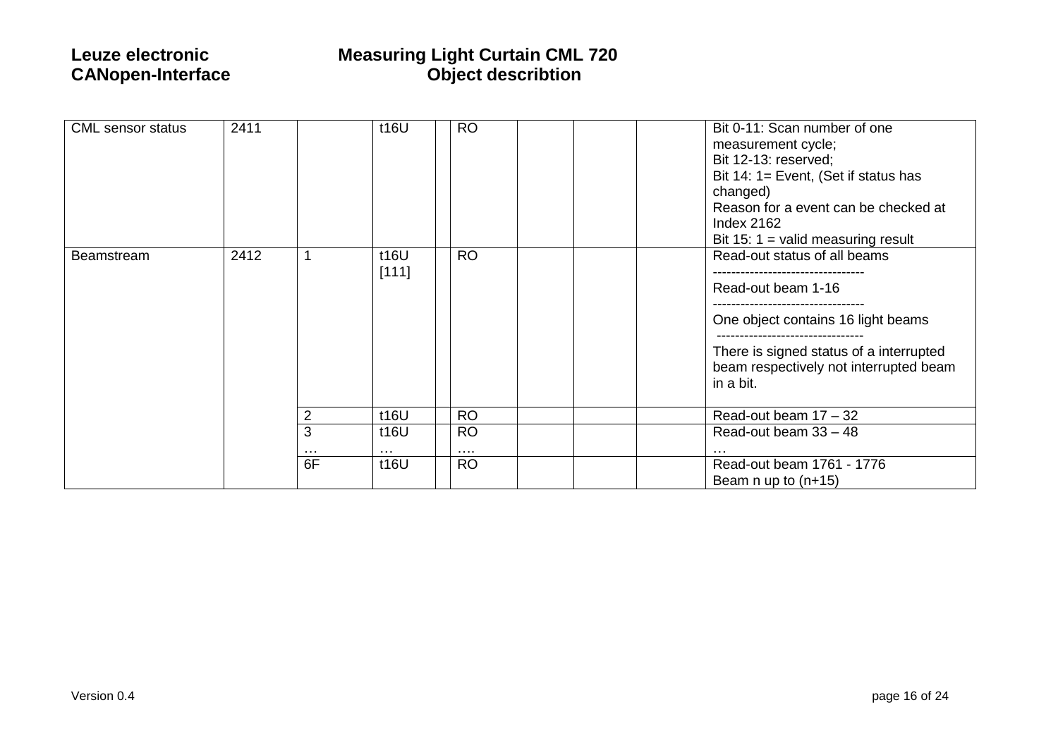| CML sensor status | 2411 | | t16U | | RO | | | | Bit 0-11: Scan number of one measurement cycle;<br>Bit 12-13: reserved;<br>Bit 14: 1= Event, (Set if status has changed)<br>Reason for a event can be checked at Index 2162<br>Bit 15: 1 = valid measuring result |
|---|---|---|---|---|---|---|---|---|---|
| Beamstream | 2412 | 1 | t16U [111] | | RO | | | | Read-out status of all beams<br>---------------------------------<br>Read-out beam 1-16<br>---------------------------------<br>One object contains 16 light beams<br>--------------------------------<br>There is signed status of a interrupted beam respectively not interrupted beam in a bit. |
| | | 2 | t16U | | RO | | | | Read-out beam 17 – 32 |
| | | 3<br>… | t16U<br>… | | RO<br>…. | | | | Read-out beam 33 – 48<br>… |
| | | 6F | t16U | | RO | | | | Read-out beam 1761 - 1776<br>Beam n up to (n+15) |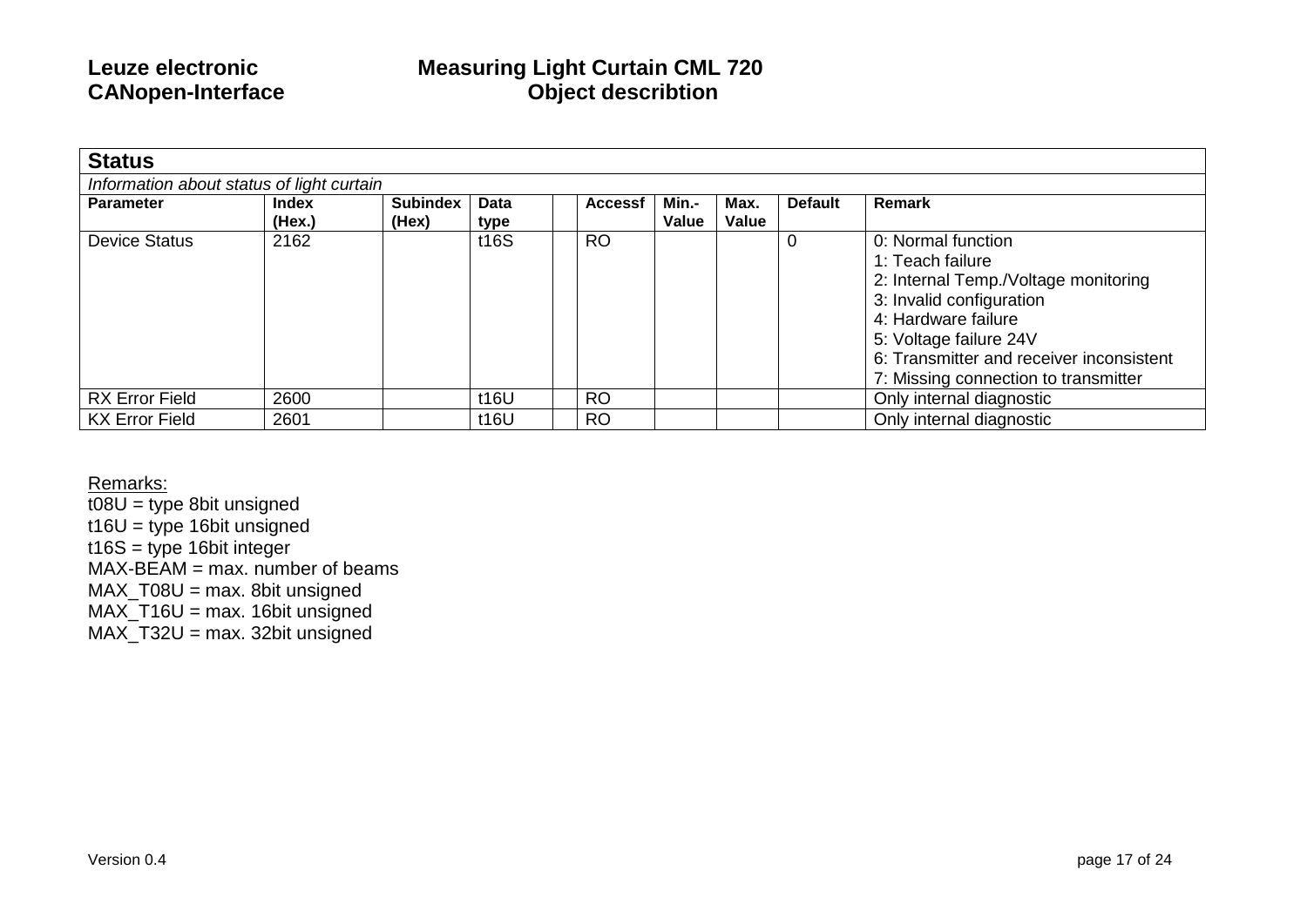## Status

*Information about status of light curtain*

| Parameter | Index (Hex.) | Subindex (Hex) | Data type | | Accessf | Min.-Value | Max. Value | Default | Remark |
|---|---|---|---|---|---|---|---|---|---|
| Device Status | 2162 | | t16S | | RO | | | 0 | 0: Normal function<br>1: Teach failure<br>2: Internal Temp./Voltage monitoring<br>3: Invalid configuration<br>4: Hardware failure<br>5: Voltage failure 24V<br>6: Transmitter and receiver inconsistent<br>7: Missing connection to transmitter |
| RX Error Field | 2600 | | t16U | | RO | | | | Only internal diagnostic |
| KX Error Field | 2601 | | t16U | | RO | | | | Only internal diagnostic |

Remarks:

t08U = type 8bit unsigned
t16U = type 16bit unsigned
t16S = type 16bit integer
MAX-BEAM = max. number of beams
MAX_T08U = max. 8bit unsigned
MAX_T16U = max. 16bit unsigned
MAX_T32U = max. 32bit unsigned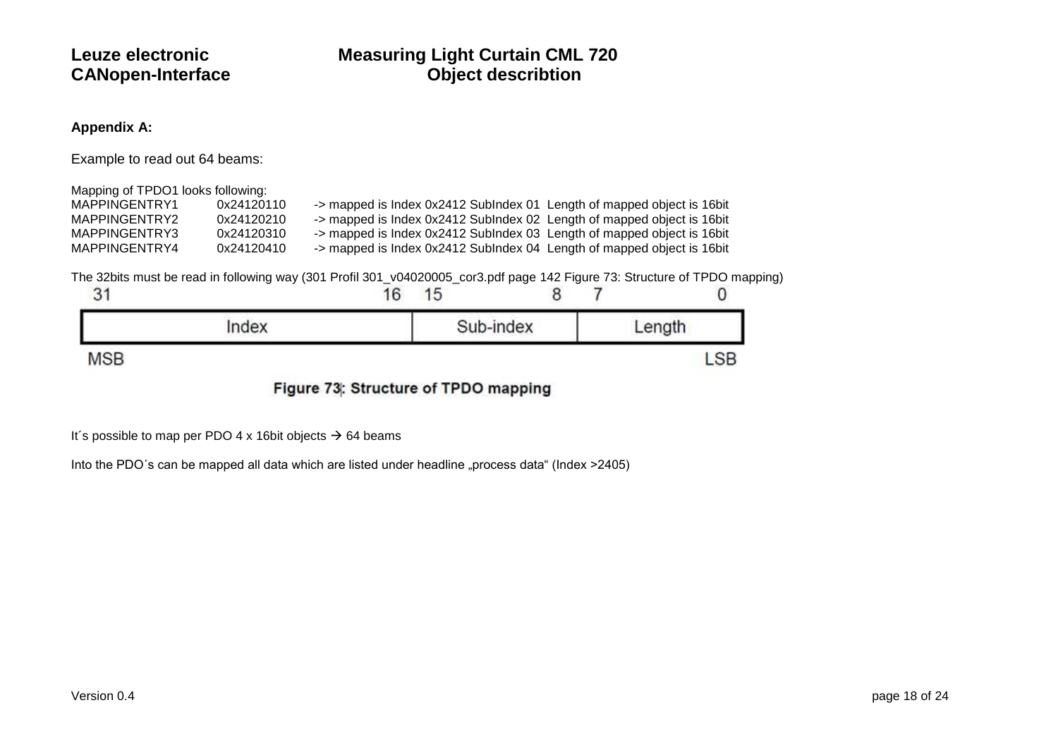**Appendix A:**

Example to read out 64 beams:

Mapping of TPDO1 looks following:

| | | |
|---|---|---|
| MAPPINGENTRY1 | 0x24120110 | -> mapped is Index 0x2412 SubIndex 01 Length of mapped object is 16bit |
| MAPPINGENTRY2 | 0x24120210 | -> mapped is Index 0x2412 SubIndex 02 Length of mapped object is 16bit |
| MAPPINGENTRY3 | 0x24120310 | -> mapped is Index 0x2412 SubIndex 03 Length of mapped object is 16bit |
| MAPPINGENTRY4 | 0x24120410 | -> mapped is Index 0x2412 SubIndex 04 Length of mapped object is 16bit |

The 32bits must be read in following way (301 Profil 301_v04020005_cor3.pdf page 142 Figure 73: Structure of TPDO mapping)

| 31 … 16 | 15 … 8 | 7 … 0 |
|---|---|---|
| Index | Sub-index | Length |
| MSB | | LSB |

**Figure 73: Structure of TPDO mapping**

It´s possible to map per PDO 4 x 16bit objects → 64 beams

Into the PDO´s can be mapped all data which are listed under headline „process data“ (Index >2405)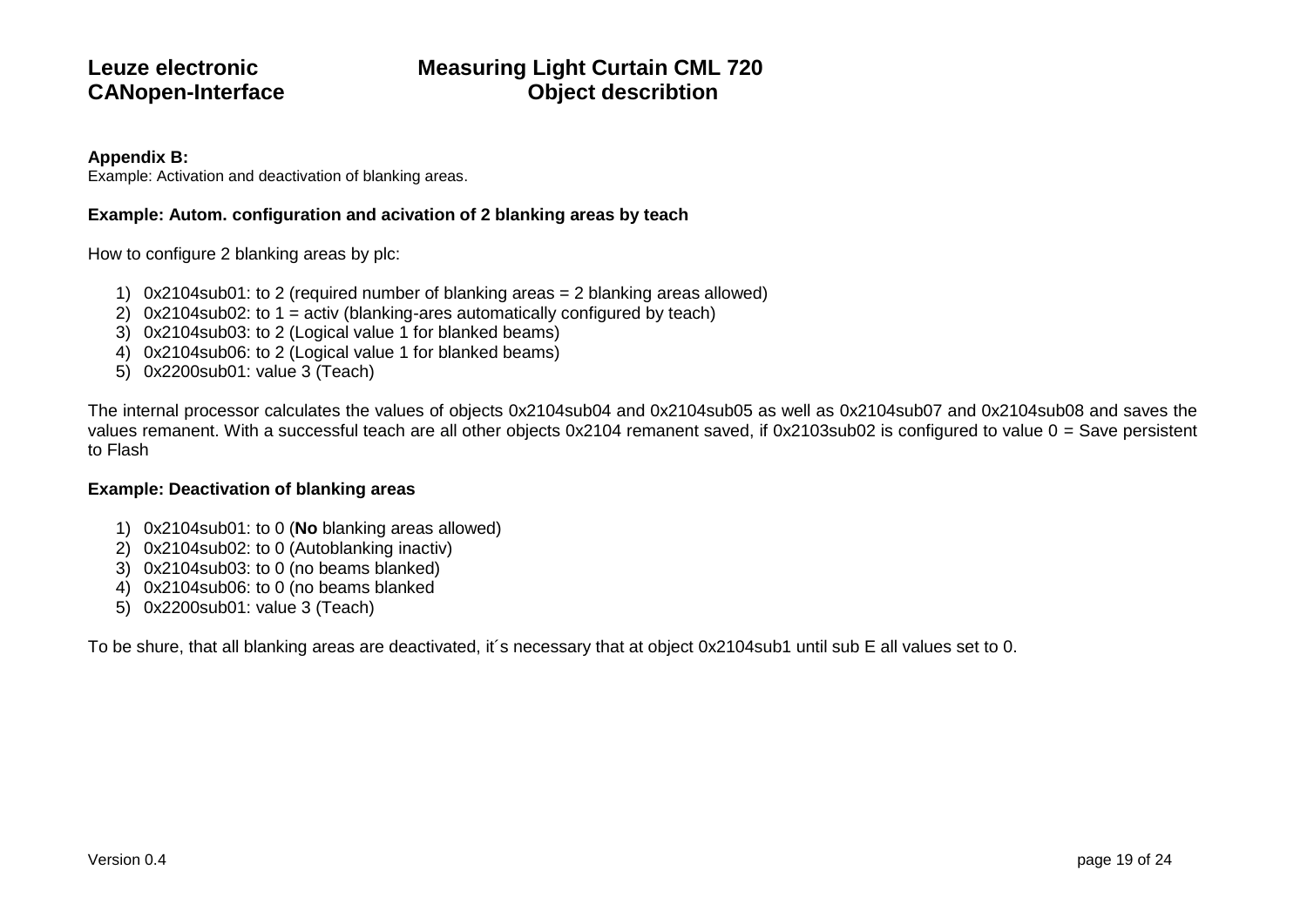**Appendix B:**
Example: Activation and deactivation of blanking areas.

**Example: Autom. configuration and acivation of 2 blanking areas by teach**

How to configure 2 blanking areas by plc:

1) 0x2104sub01: to 2 (required number of blanking areas = 2 blanking areas allowed)
2) 0x2104sub02: to 1 = activ (blanking-ares automatically configured by teach)
3) 0x2104sub03: to 2 (Logical value 1 for blanked beams)
4) 0x2104sub06: to 2 (Logical value 1 for blanked beams)
5) 0x2200sub01: value 3 (Teach)

The internal processor calculates the values of objects 0x2104sub04 and 0x2104sub05 as well as 0x2104sub07 and 0x2104sub08 and saves the values remanent. With a successful teach are all other objects 0x2104 remanent saved, if 0x2103sub02 is configured to value 0 = Save persistent to Flash

**Example: Deactivation of blanking areas**

1) 0x2104sub01: to 0 (**No** blanking areas allowed)
2) 0x2104sub02: to 0 (Autoblanking inactiv)
3) 0x2104sub03: to 0 (no beams blanked)
4) 0x2104sub06: to 0 (no beams blanked
5) 0x2200sub01: value 3 (Teach)

To be shure, that all blanking areas are deactivated, it´s necessary that at object 0x2104sub1 until sub E all values set to 0.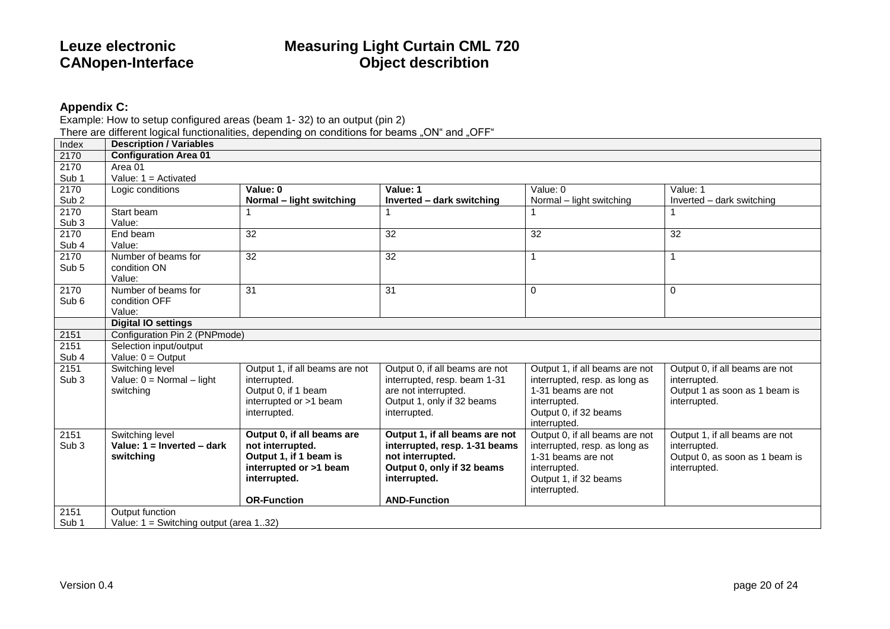### Appendix C:

Example: How to setup configured areas (beam 1- 32) to an output (pin 2)

There are different logical functionalities, depending on conditions for beams „ON“ and „OFF“

| Index | Description / Variables | | | | |
|---|---|---|---|---|---|
| 2170 | **Configuration Area 01** | | | | |
| 2170 Sub 1 | Area 01<br>Value: 1 = Activated | | | | |
| 2170 Sub 2 | Logic conditions | **Value: 0<br>Normal – light switching** | **Value: 1<br>Inverted – dark switching** | Value: 0<br>Normal – light switching | Value: 1<br>Inverted – dark switching |
| 2170 Sub 3 | Start beam<br>Value: | 1 | 1 | 1 | 1 |
| 2170 Sub 4 | End beam<br>Value: | 32 | 32 | 32 | 32 |
| 2170 Sub 5 | Number of beams for condition ON<br>Value: | 32 | 32 | 1 | 1 |
| 2170 Sub 6 | Number of beams for condition OFF<br>Value: | 31 | 31 | 0 | 0 |
| | **Digital IO settings** | | | | |
| 2151 | Configuration Pin 2 (PNPmode) | | | | |
| 2151 Sub 4 | Selection input/output<br>Value: 0 = Output | | | | |
| 2151 Sub 3 | Switching level<br>Value: 0 = Normal – light switching | Output 1, if all beams are not interrupted.<br>Output 0, if 1 beam interrupted or >1 beam interrupted. | Output 0, if all beams are not interrupted, resp. beam 1-31 are not interrupted.<br>Output 1, only if 32 beams interrupted. | Output 1, if all beams are not interrupted, resp. as long as 1-31 beams are not interrupted.<br>Output 0, if 32 beams interrupted. | Output 0, if all beams are not interrupted.<br>Output 1 as soon as 1 beam is interrupted. |
| 2151 Sub 3 | Switching level<br>**Value: 1 = Inverted – dark switching** | **Output 0, if all beams are not interrupted.<br>Output 1, if 1 beam is interrupted or >1 beam interrupted.<br><br>OR-Function** | **Output 1, if all beams are not interrupted, resp. 1-31 beams not interrupted.<br>Output 0, only if 32 beams interrupted.<br><br>AND-Function** | Output 0, if all beams are not interrupted, resp. as long as 1-31 beams are not interrupted.<br>Output 1, if 32 beams interrupted. | Output 1, if all beams are not interrupted.<br>Output 0, as soon as 1 beam is interrupted. |
| 2151 Sub 1 | Output function<br>Value: 1 = Switching output (area 1..32) | | | | |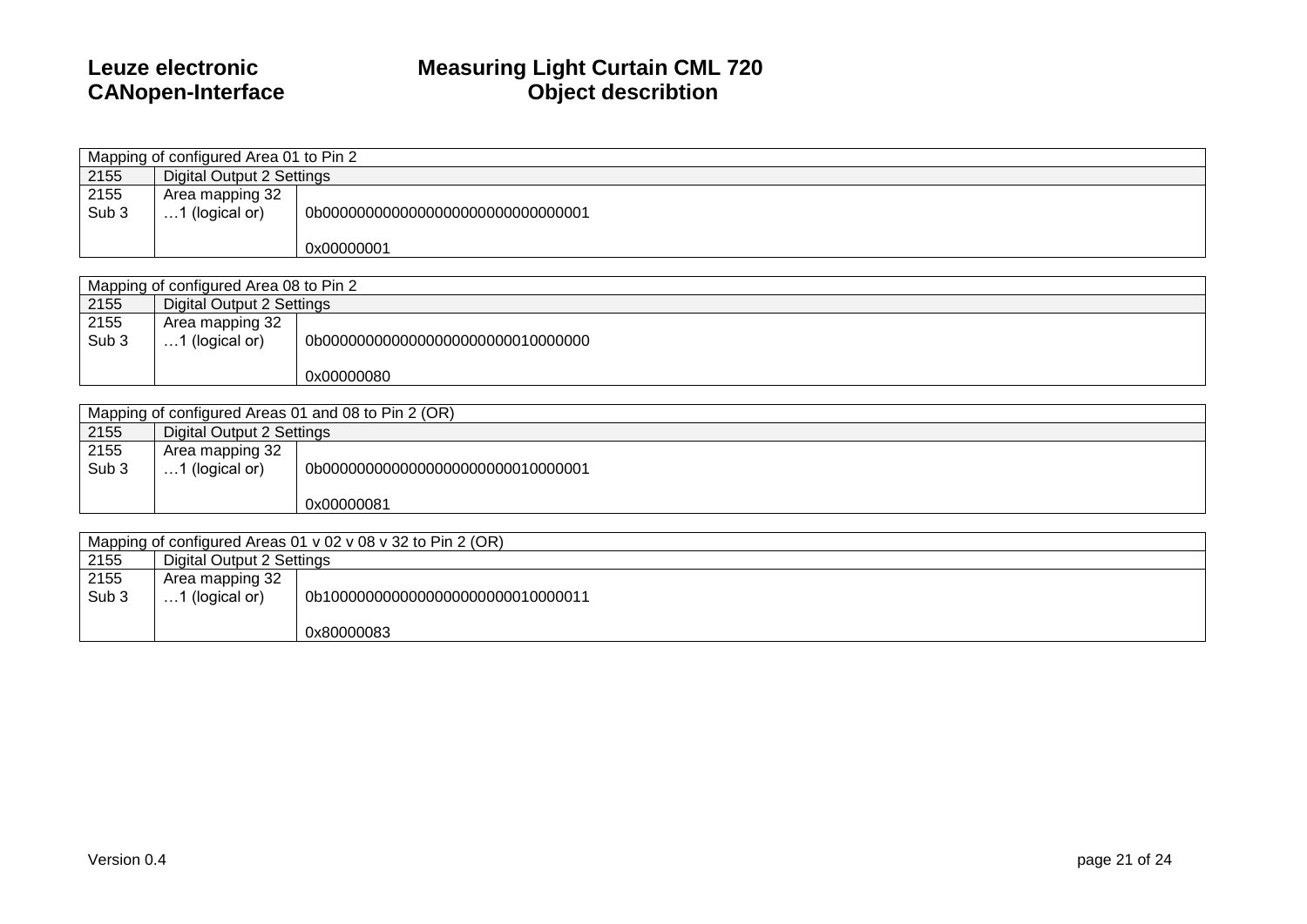| Mapping of configured Area 01 to Pin 2 | | |
|---|---|---|
| 2155 | Digital Output 2 Settings | |
| 2155 Sub 3 | Area mapping 32 …1 (logical or) | 0b00000000000000000000000000000001<br><br>0x00000001 |

| Mapping of configured Area 08 to Pin 2 | | |
|---|---|---|
| 2155 | Digital Output 2 Settings | |
| 2155 Sub 3 | Area mapping 32 …1 (logical or) | 0b00000000000000000000000010000000<br><br>0x00000080 |

| Mapping of configured Areas 01 and 08 to Pin 2 (OR) | | |
|---|---|---|
| 2155 | Digital Output 2 Settings | |
| 2155 Sub 3 | Area mapping 32 …1 (logical or) | 0b00000000000000000000000010000001<br><br>0x00000081 |

| Mapping of configured Areas 01 v 02 v 08 v 32 to Pin 2 (OR) | | |
|---|---|---|
| 2155 | Digital Output 2 Settings | |
| 2155 Sub 3 | Area mapping 32 …1 (logical or) | 0b10000000000000000000000010000011<br><br>0x80000083 |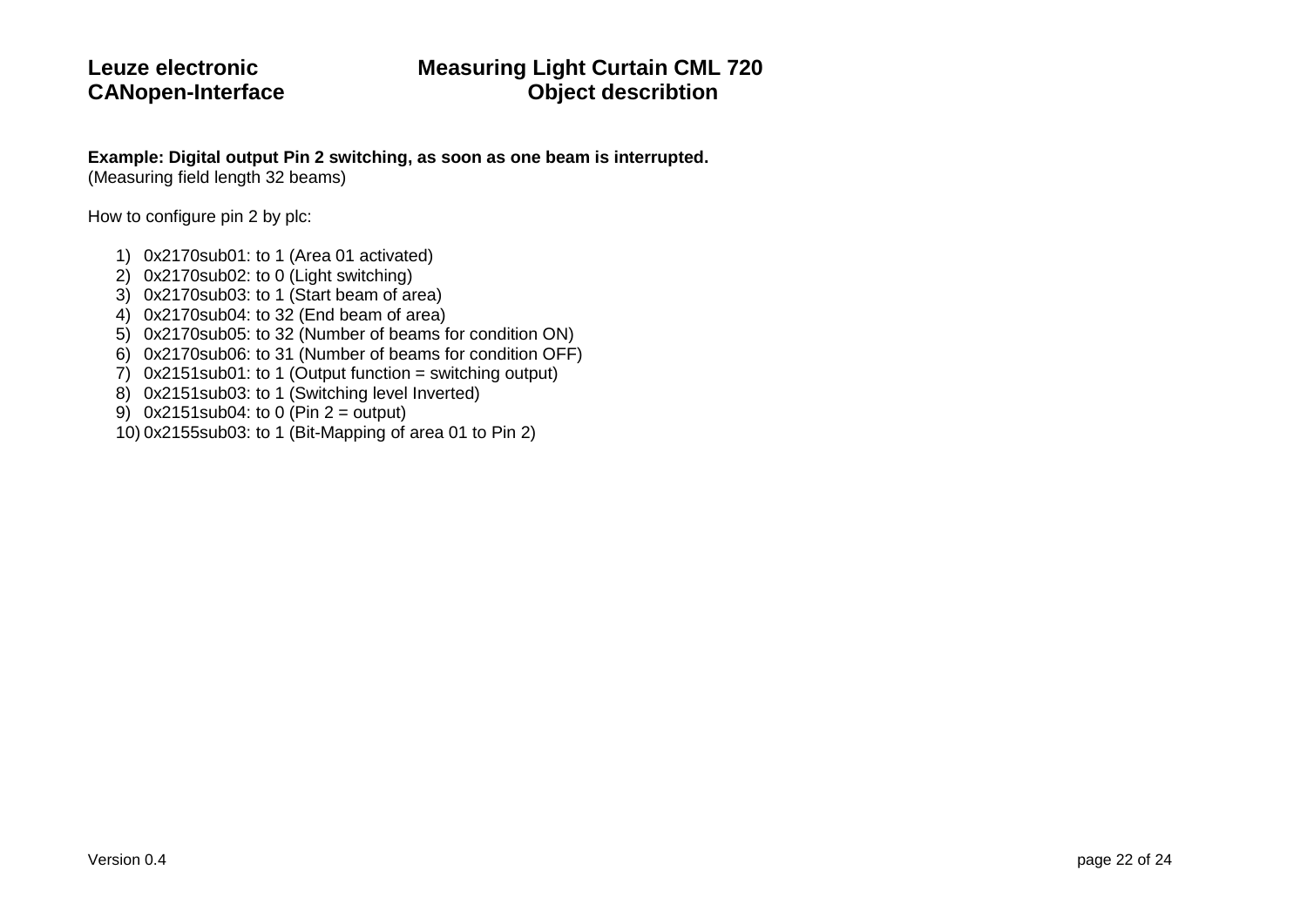**Example: Digital output Pin 2 switching, as soon as one beam is interrupted.**
(Measuring field length 32 beams)

How to configure pin 2 by plc:

1) 0x2170sub01: to 1 (Area 01 activated)
2) 0x2170sub02: to 0 (Light switching)
3) 0x2170sub03: to 1 (Start beam of area)
4) 0x2170sub04: to 32 (End beam of area)
5) 0x2170sub05: to 32 (Number of beams for condition ON)
6) 0x2170sub06: to 31 (Number of beams for condition OFF)
7) 0x2151sub01: to 1 (Output function = switching output)
8) 0x2151sub03: to 1 (Switching level Inverted)
9) 0x2151sub04: to 0 (Pin 2 = output)
10) 0x2155sub03: to 1 (Bit-Mapping of area 01 to Pin 2)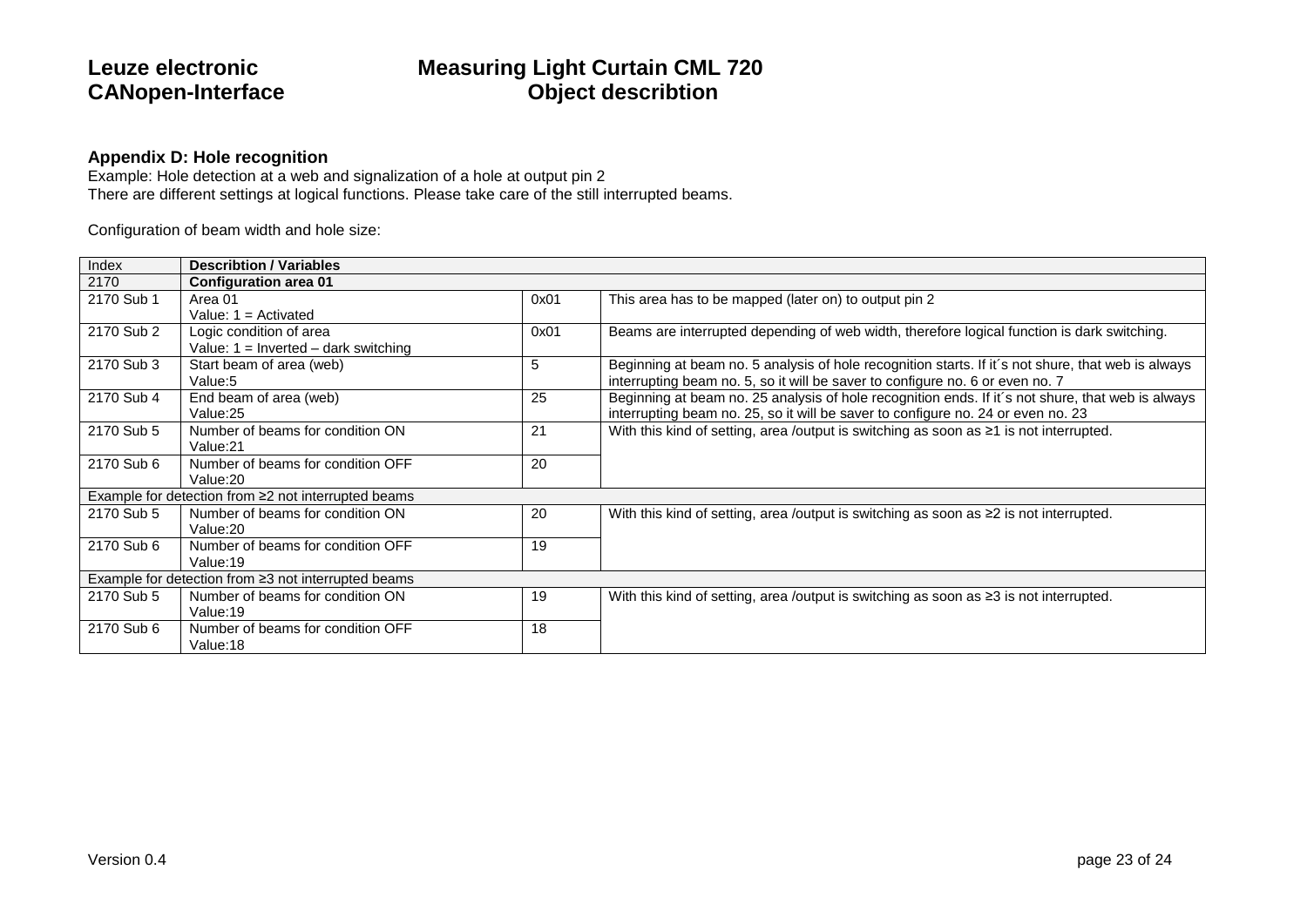### Appendix D: Hole recognition

Example: Hole detection at a web and signalization of a hole at output pin 2
There are different settings at logical functions. Please take care of the still interrupted beams.

Configuration of beam width and hole size:

| Index | Describtion / Variables | | |
|---|---|---|---|
| 2170 | **Configuration area 01** | | |
| 2170 Sub 1 | Area 01<br>Value: 1 = Activated | 0x01 | This area has to be mapped (later on) to output pin 2 |
| 2170 Sub 2 | Logic condition of area<br>Value: 1 = Inverted – dark switching | 0x01 | Beams are interrupted depending of web width, therefore logical function is dark switching. |
| 2170 Sub 3 | Start beam of area (web)<br>Value:5 | 5 | Beginning at beam no. 5 analysis of hole recognition starts. If it´s not shure, that web is always interrupting beam no. 5, so it will be saver to configure no. 6 or even no. 7 |
| 2170 Sub 4 | End beam of area (web)<br>Value:25 | 25 | Beginning at beam no. 25 analysis of hole recognition ends. If it´s not shure, that web is always interrupting beam no. 25, so it will be saver to configure no. 24 or even no. 23 |
| 2170 Sub 5 | Number of beams for condition ON<br>Value:21 | 21 | With this kind of setting, area /output is switching as soon as ≥1 is not interrupted. |
| 2170 Sub 6 | Number of beams for condition OFF<br>Value:20 | 20 | |
| Example for detection from ≥2 not interrupted beams | | | |
| 2170 Sub 5 | Number of beams for condition ON<br>Value:20 | 20 | With this kind of setting, area /output is switching as soon as ≥2 is not interrupted. |
| 2170 Sub 6 | Number of beams for condition OFF<br>Value:19 | 19 | |
| Example for detection from ≥3 not interrupted beams | | | |
| 2170 Sub 5 | Number of beams for condition ON<br>Value:19 | 19 | With this kind of setting, area /output is switching as soon as ≥3 is not interrupted. |
| 2170 Sub 6 | Number of beams for condition OFF<br>Value:18 | 18 | |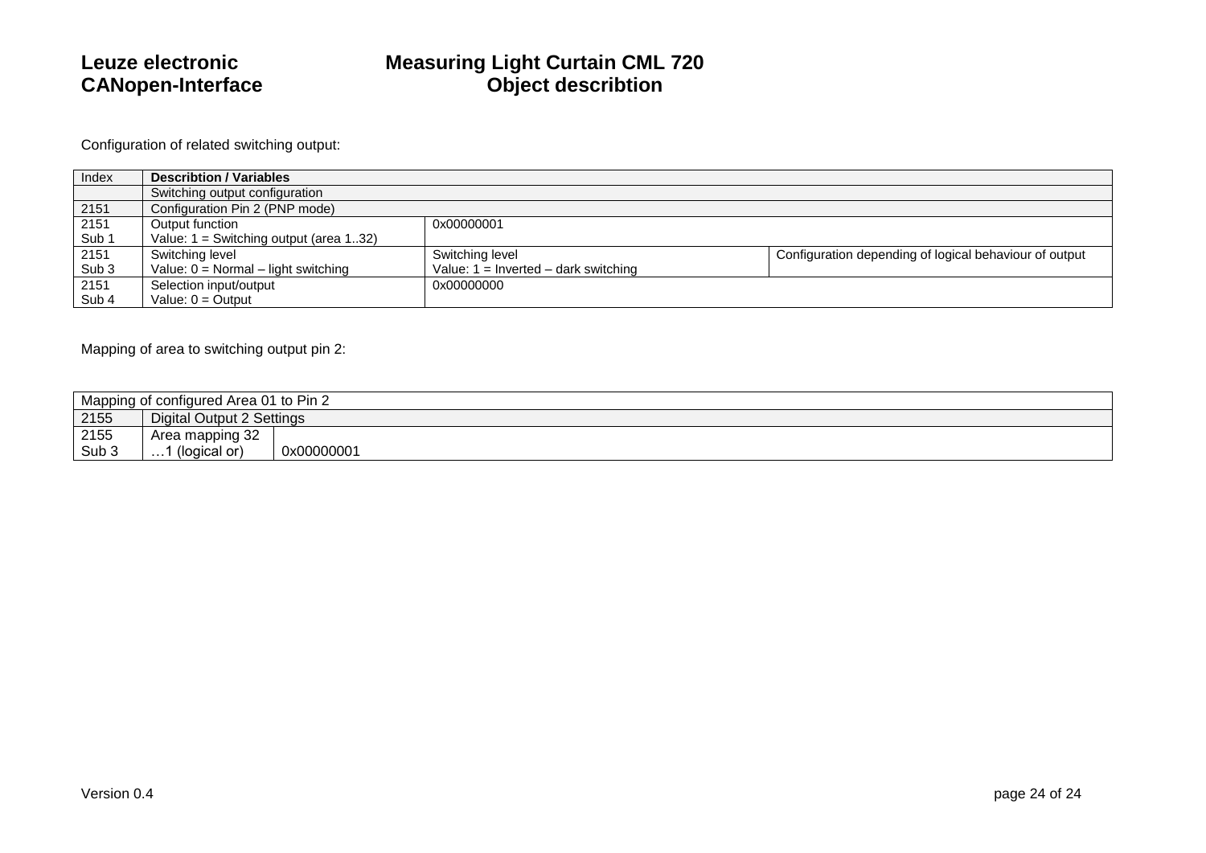Configuration of related switching output:

| Index | Describtion / Variables | | |
|---|---|---|---|
| | Switching output configuration | | |
| 2151 | Configuration Pin 2 (PNP mode) | | |
| 2151 Sub 1 | Output function Value: 1 = Switching output (area 1..32) | 0x00000001 | |
| 2151 Sub 3 | Switching level Value: 0 = Normal – light switching | Switching level Value: 1 = Inverted – dark switching | Configuration depending of logical behaviour of output |
| 2151 Sub 4 | Selection input/output Value: 0 = Output | 0x00000000 | |

Mapping of area to switching output pin 2:

| Mapping of configured Area 01 to Pin 2 | | |
|---|---|---|
| 2155 | Digital Output 2 Settings | |
| 2155 Sub 3 | Area mapping 32 …1 (logical or) | 0x00000001 |